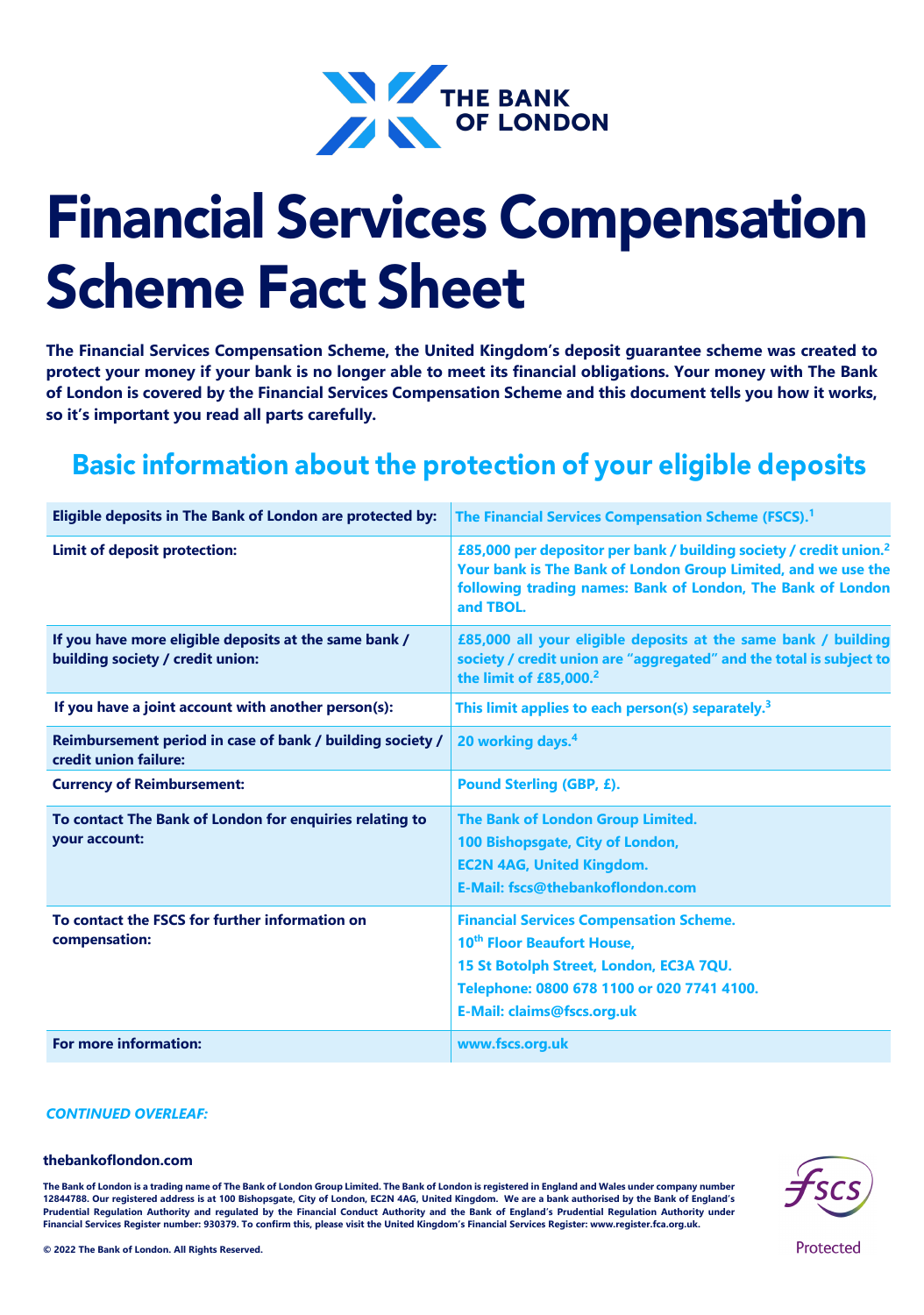THE BANK OF LONDON

# Financial Services Compensation Scheme Fact Sheet

**The Financial Services Compensation Scheme, the United Kingdom's deposit guarantee scheme was created to protect your money if your bank is no longer able to meet its financial obligations. Your money with The Bank of London is covered by the Financial Services Compensation Scheme and this document tells you how it works, so it's important you read all parts carefully.**

## Basic information about the protection of your eligible deposits

| | |
|---|---|
| **Eligible deposits in The Bank of London are protected by:** | **The Financial Services Compensation Scheme (FSCS).[1]** |
| **Limit of deposit protection:** | **£85,000 per depositor per bank / building society / credit union.[2] Your bank is The Bank of London Group Limited, and we use the following trading names: Bank of London, The Bank of London and TBOL.** |
| **If you have more eligible deposits at the same bank / building society / credit union:** | **£85,000 all your eligible deposits at the same bank / building society / credit union are "aggregated" and the total is subject to the limit of £85,000.[2]** |
| **If you have a joint account with another person(s):** | **This limit applies to each person(s) separately.[3]** |
| **Reimbursement period in case of bank / building society / credit union failure:** | **20 working days.[4]** |
| **Currency of Reimbursement:** | **Pound Sterling (GBP, £).** |
| **To contact The Bank of London for enquiries relating to your account:** | **The Bank of London Group Limited.<br>100 Bishopsgate, City of London,<br>EC2N 4AG, United Kingdom.<br>E-Mail: fscs@thebankoflondon.com** |
| **To contact the FSCS for further information on compensation:** | **Financial Services Compensation Scheme.<br>10th Floor Beaufort House,<br>15 St Botolph Street, London, EC3A 7QU.<br>Telephone: 0800 678 1100 or 020 7741 4100.<br>E-Mail: claims@fscs.org.uk** |
| **For more information:** | **www.fscs.org.uk** |

***CONTINUED OVERLEAF:***

**thebankoflondon.com**

**The Bank of London is a trading name of The Bank of London Group Limited. The Bank of London is registered in England and Wales under company number 12844788. Our registered address is at 100 Bishopsgate, City of London, EC2N 4AG, United Kingdom. We are a bank authorised by the Bank of England's Prudential Regulation Authority and regulated by the Financial Conduct Authority and the Bank of England's Prudential Regulation Authority under Financial Services Register number: 930379. To confirm this, please visit the United Kingdom's Financial Services Register: www.register.fca.org.uk.**

**© 2022 The Bank of London. All Rights Reserved.**

FSCS Protected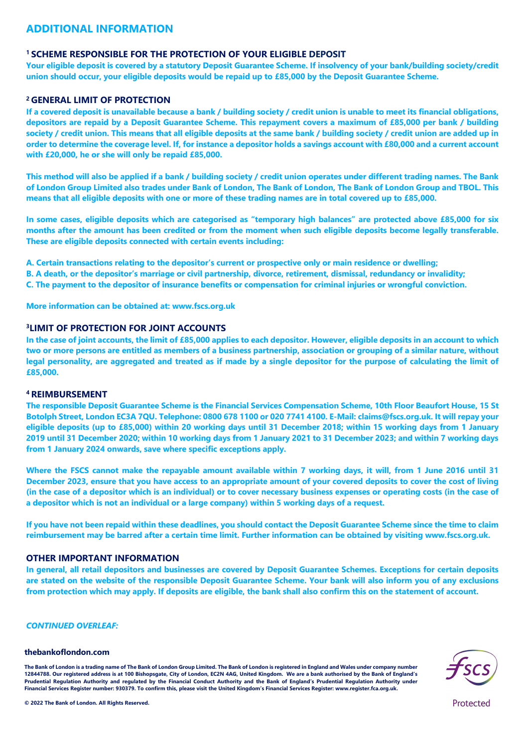# ADDITIONAL INFORMATION

## [1] SCHEME RESPONSIBLE FOR THE PROTECTION OF YOUR ELIGIBLE DEPOSIT

**Your eligible deposit is covered by a statutory Deposit Guarantee Scheme. If insolvency of your bank/building society/credit union should occur, your eligible deposits would be repaid up to £85,000 by the Deposit Guarantee Scheme.**

## [2] GENERAL LIMIT OF PROTECTION

**If a covered deposit is unavailable because a bank / building society / credit union is unable to meet its financial obligations, depositors are repaid by a Deposit Guarantee Scheme. This repayment covers a maximum of £85,000 per bank / building society / credit union. This means that all eligible deposits at the same bank / building society / credit union are added up in order to determine the coverage level. If, for instance a depositor holds a savings account with £80,000 and a current account with £20,000, he or she will only be repaid £85,000.**

**This method will also be applied if a bank / building society / credit union operates under different trading names. The Bank of London Group Limited also trades under Bank of London, The Bank of London, The Bank of London Group and TBOL. This means that all eligible deposits with one or more of these trading names are in total covered up to £85,000.**

**In some cases, eligible deposits which are categorised as "temporary high balances" are protected above £85,000 for six months after the amount has been credited or from the moment when such eligible deposits become legally transferable. These are eligible deposits connected with certain events including:**

**A. Certain transactions relating to the depositor's current or prospective only or main residence or dwelling;**
**B. A death, or the depositor's marriage or civil partnership, divorce, retirement, dismissal, redundancy or invalidity;**
**C. The payment to the depositor of insurance benefits or compensation for criminal injuries or wrongful conviction.**

**More information can be obtained at: www.fscs.org.uk**

## [3] LIMIT OF PROTECTION FOR JOINT ACCOUNTS

**In the case of joint accounts, the limit of £85,000 applies to each depositor. However, eligible deposits in an account to which two or more persons are entitled as members of a business partnership, association or grouping of a similar nature, without legal personality, are aggregated and treated as if made by a single depositor for the purpose of calculating the limit of £85,000.**

## [4] REIMBURSEMENT

**The responsible Deposit Guarantee Scheme is the Financial Services Compensation Scheme, 10th Floor Beaufort House, 15 St Botolph Street, London EC3A 7QU. Telephone: 0800 678 1100 or 020 7741 4100. E-Mail: claims@fscs.org.uk. It will repay your eligible deposits (up to £85,000) within 20 working days until 31 December 2018; within 15 working days from 1 January 2019 until 31 December 2020; within 10 working days from 1 January 2021 to 31 December 2023; and within 7 working days from 1 January 2024 onwards, save where specific exceptions apply.**

**Where the FSCS cannot make the repayable amount available within 7 working days, it will, from 1 June 2016 until 31 December 2023, ensure that you have access to an appropriate amount of your covered deposits to cover the cost of living (in the case of a depositor which is an individual) or to cover necessary business expenses or operating costs (in the case of a depositor which is not an individual or a large company) within 5 working days of a request.**

**If you have not been repaid within these deadlines, you should contact the Deposit Guarantee Scheme since the time to claim reimbursement may be barred after a certain time limit. Further information can be obtained by visiting www.fscs.org.uk.**

## OTHER IMPORTANT INFORMATION

**In general, all retail depositors and businesses are covered by Deposit Guarantee Schemes. Exceptions for certain deposits are stated on the website of the responsible Deposit Guarantee Scheme. Your bank will also inform you of any exclusions from protection which may apply. If deposits are eligible, the bank shall also confirm this on the statement of account.**

***CONTINUED OVERLEAF:***

**thebankoflondon.com**

**The Bank of London is a trading name of The Bank of London Group Limited. The Bank of London is registered in England and Wales under company number 12844788. Our registered address is at 100 Bishopsgate, City of London, EC2N 4AG, United Kingdom. We are a bank authorised by the Bank of England's Prudential Regulation Authority and regulated by the Financial Conduct Authority and the Bank of England's Prudential Regulation Authority under Financial Services Register number: 930379. To confirm this, please visit the United Kingdom's Financial Services Register: www.register.fca.org.uk.**

**© 2022 The Bank of London. All Rights Reserved.**

fscs Protected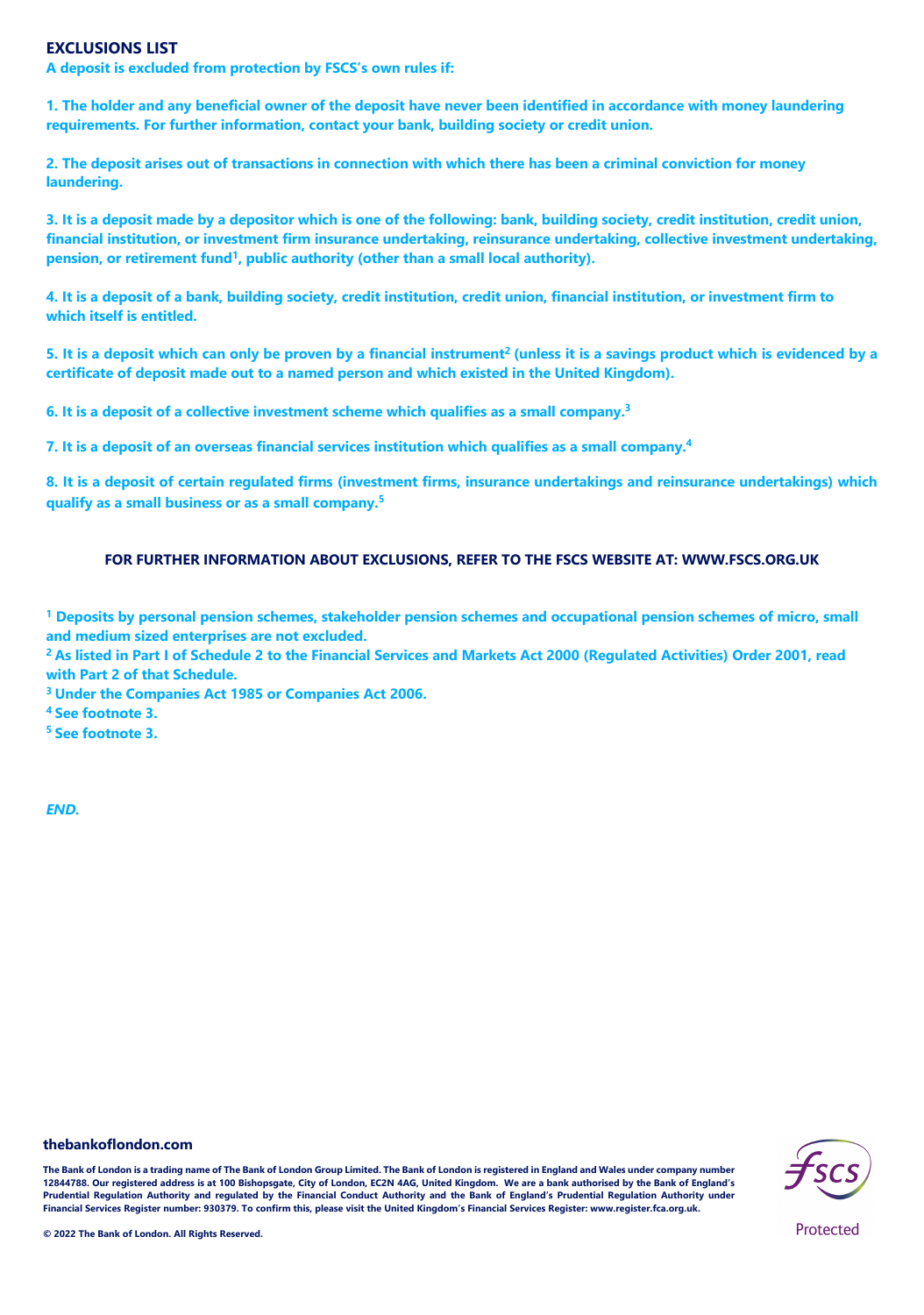## EXCLUSIONS LIST

**A deposit is excluded from protection by FSCS's own rules if:**

**1. The holder and any beneficial owner of the deposit have never been identified in accordance with money laundering requirements. For further information, contact your bank, building society or credit union.**

**2. The deposit arises out of transactions in connection with which there has been a criminal conviction for money laundering.**

**3. It is a deposit made by a depositor which is one of the following: bank, building society, credit institution, credit union, financial institution, or investment firm insurance undertaking, reinsurance undertaking, collective investment undertaking, pension, or retirement fund[1], public authority (other than a small local authority).**

**4. It is a deposit of a bank, building society, credit institution, credit union, financial institution, or investment firm to which itself is entitled.**

**5. It is a deposit which can only be proven by a financial instrument[2] (unless it is a savings product which is evidenced by a certificate of deposit made out to a named person and which existed in the United Kingdom).**

**6. It is a deposit of a collective investment scheme which qualifies as a small company.[3]**

**7. It is a deposit of an overseas financial services institution which qualifies as a small company.[4]**

**8. It is a deposit of certain regulated firms (investment firms, insurance undertakings and reinsurance undertakings) which qualify as a small business or as a small company.[5]**

**FOR FURTHER INFORMATION ABOUT EXCLUSIONS, REFER TO THE FSCS WEBSITE AT: WWW.FSCS.ORG.UK**

**[1] Deposits by personal pension schemes, stakeholder pension schemes and occupational pension schemes of micro, small and medium sized enterprises are not excluded.**
**[2] As listed in Part I of Schedule 2 to the Financial Services and Markets Act 2000 (Regulated Activities) Order 2001, read with Part 2 of that Schedule.**
**[3] Under the Companies Act 1985 or Companies Act 2006.**
**[4] See footnote 3.**
**[5] See footnote 3.**

***END.***

**thebankoflondon.com**

**The Bank of London is a trading name of The Bank of London Group Limited. The Bank of London is registered in England and Wales under company number 12844788. Our registered address is at 100 Bishopsgate, City of London, EC2N 4AG, United Kingdom. We are a bank authorised by the Bank of England's Prudential Regulation Authority and regulated by the Financial Conduct Authority and the Bank of England's Prudential Regulation Authority under Financial Services Register number: 930379. To confirm this, please visit the United Kingdom's Financial Services Register: www.register.fca.org.uk.**

**© 2022 The Bank of London. All Rights Reserved.**

FSCS Protected